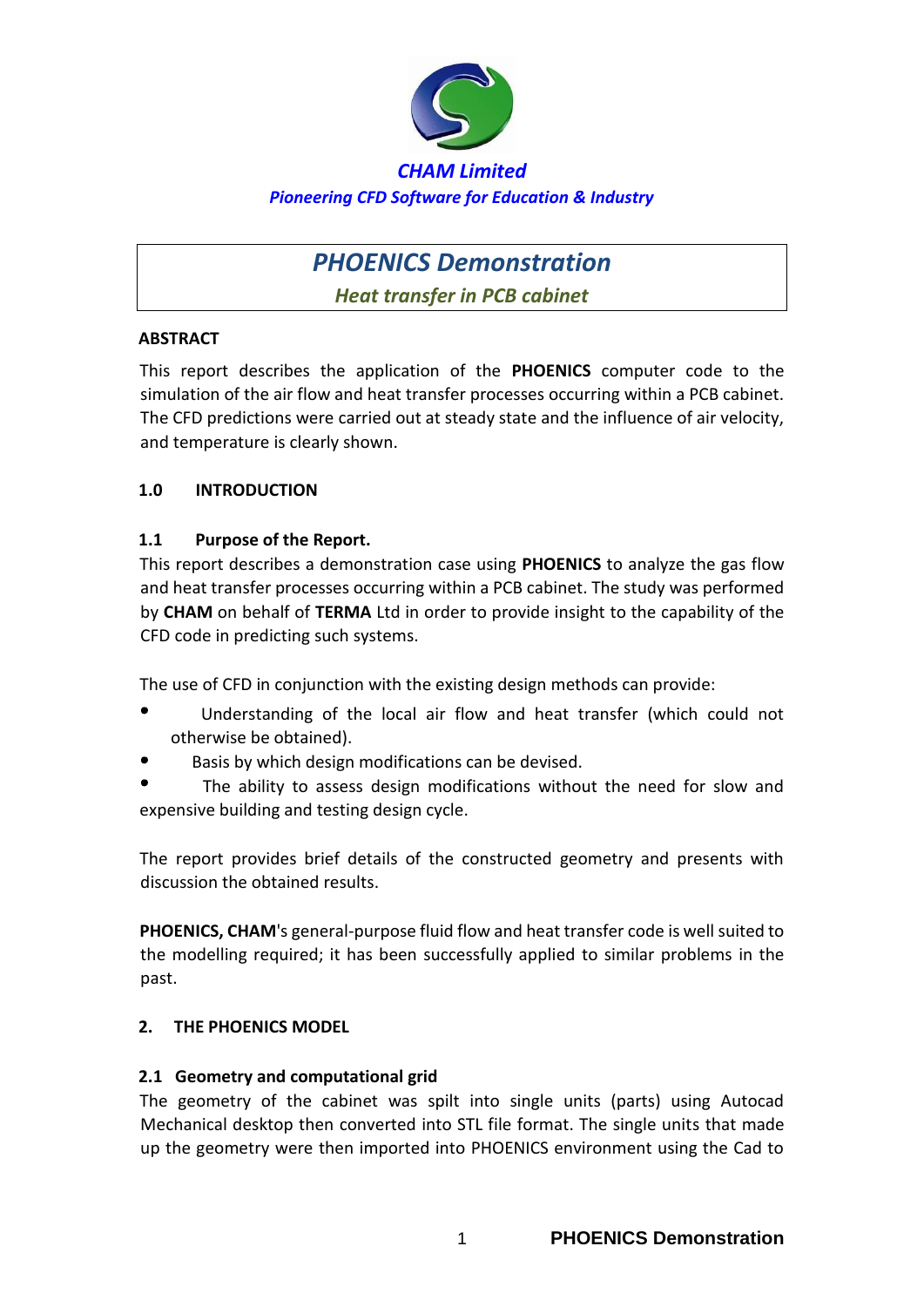**CHAM Limited**

***Pioneering CFD Software for Education & Industry***

# *PHOENICS Demonstration*

## *Heat transfer in PCB cabinet*

**ABSTRACT**

This report describes the application of the **PHOENICS** computer code to the simulation of the air flow and heat transfer processes occurring within a PCB cabinet. The CFD predictions were carried out at steady state and the influence of air velocity, and temperature is clearly shown.

## 1.0 INTRODUCTION

### 1.1 Purpose of the Report.

This report describes a demonstration case using **PHOENICS** to analyze the gas flow and heat transfer processes occurring within a PCB cabinet. The study was performed by **CHAM** on behalf of **TERMA** Ltd in order to provide insight to the capability of the CFD code in predicting such systems.

The use of CFD in conjunction with the existing design methods can provide:

- Understanding of the local air flow and heat transfer (which could not otherwise be obtained).
- Basis by which design modifications can be devised.
- The ability to assess design modifications without the need for slow and expensive building and testing design cycle.

The report provides brief details of the constructed geometry and presents with discussion the obtained results.

**PHOENICS, CHAM**'s general-purpose fluid flow and heat transfer code is well suited to the modelling required; it has been successfully applied to similar problems in the past.

## 2. THE PHOENICS MODEL

### 2.1 Geometry and computational grid

The geometry of the cabinet was spilt into single units (parts) using Autocad Mechanical desktop then converted into STL file format. The single units that made up the geometry were then imported into PHOENICS environment using the Cad to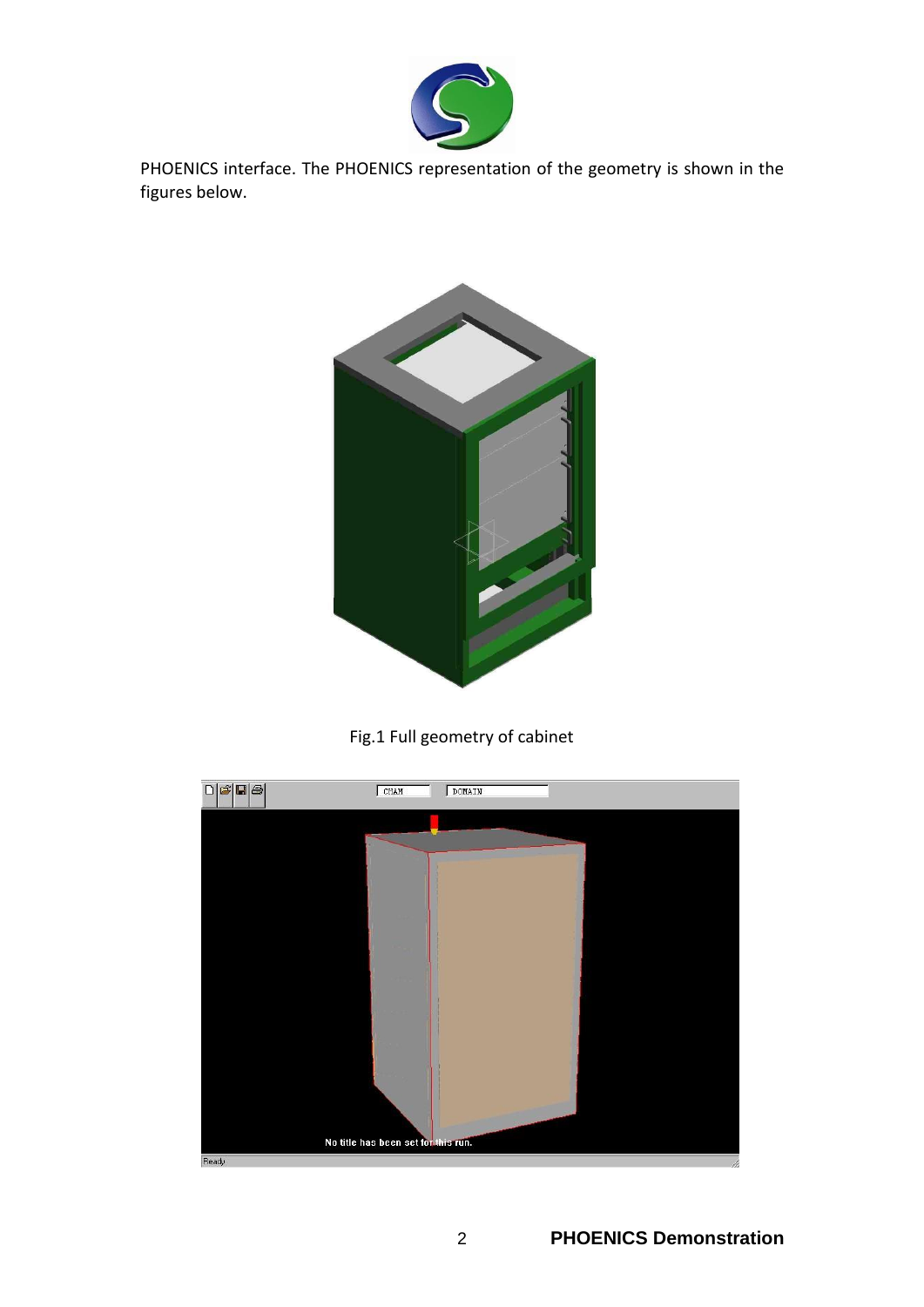PHOENICS interface. The PHOENICS representation of the geometry is shown in the figures below.

Fig.1 Full geometry of cabinet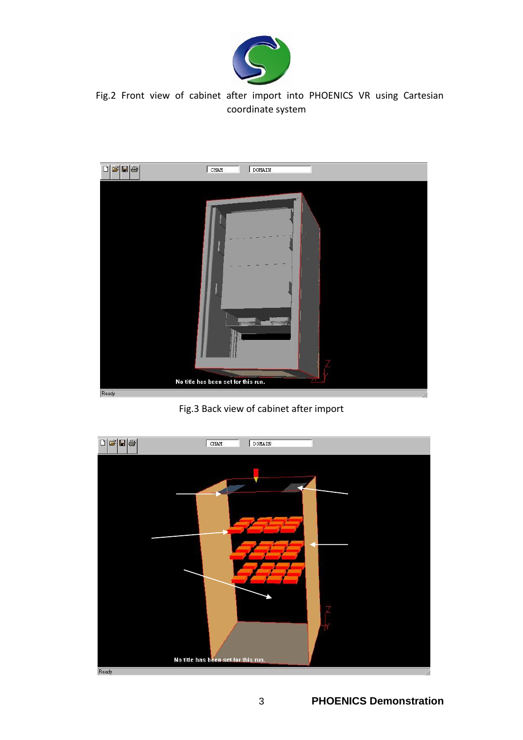Fig.2 Front view of cabinet after import into PHOENICS VR using Cartesian coordinate system

Fig.3 Back view of cabinet after import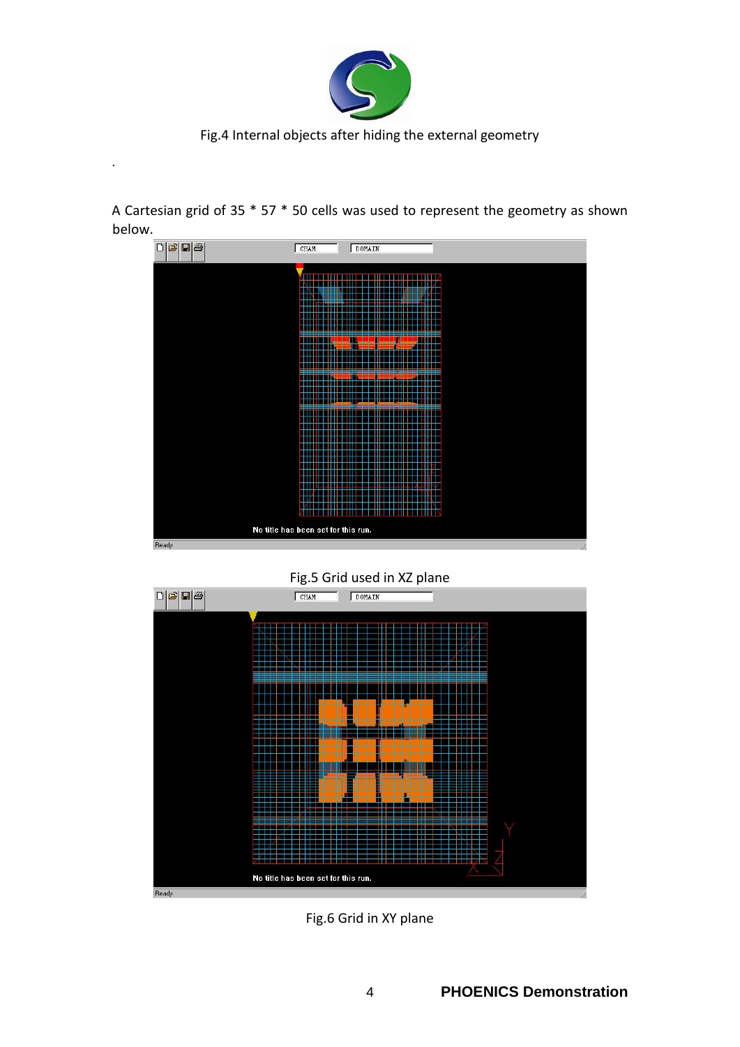Fig.4 Internal objects after hiding the external geometry

.

A Cartesian grid of 35 * 57 * 50 cells was used to represent the geometry as shown below.

Fig.5 Grid used in XZ plane

Fig.6 Grid in XY plane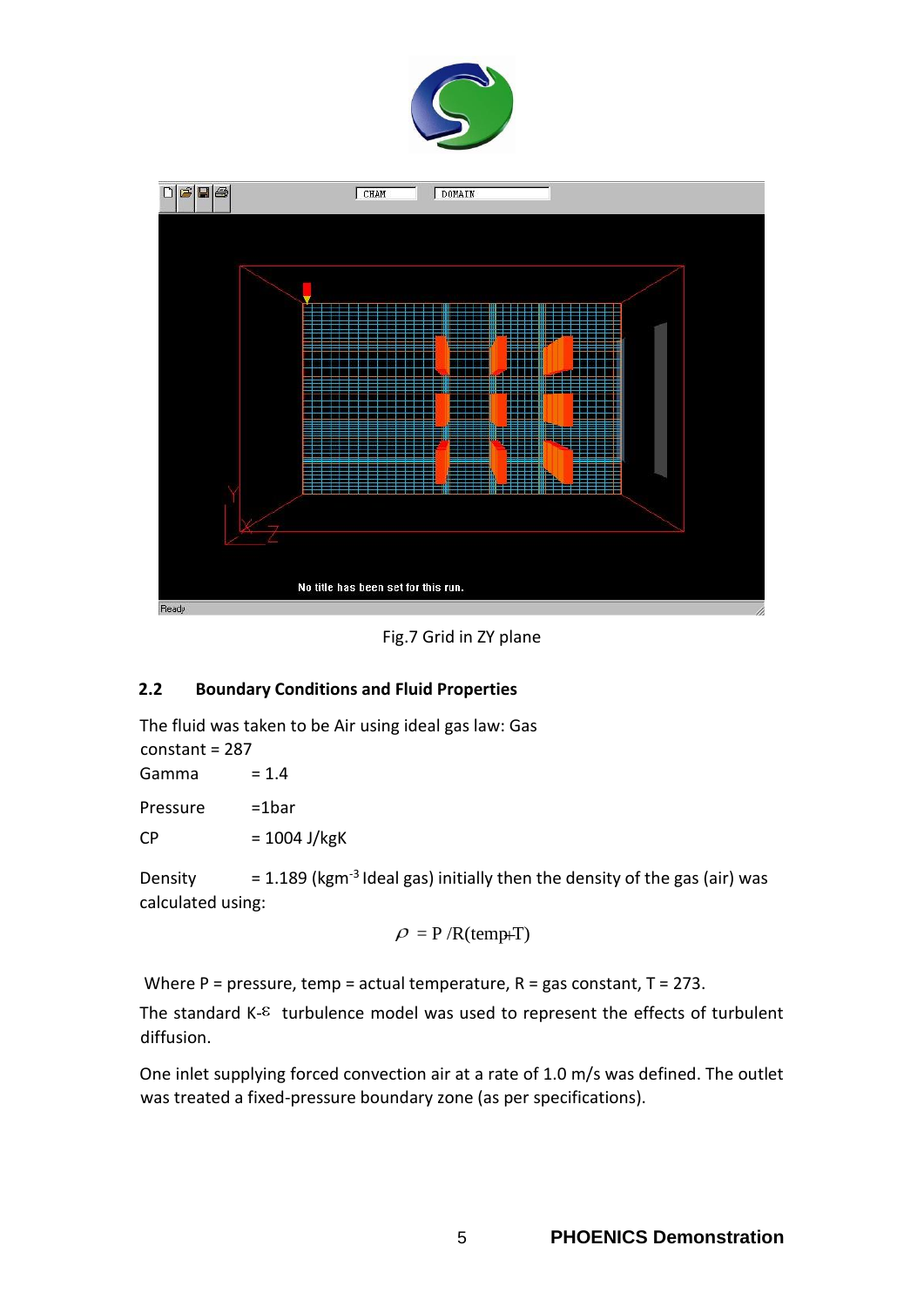Fig.7 Grid in ZY plane

### 2.2 Boundary Conditions and Fluid Properties

The fluid was taken to be Air using ideal gas law: Gas constant = 287

Gamma = 1.4

Pressure =1bar

CP = 1004 J/kgK

Density = 1.189 ($kgm^{-3}$ Ideal gas) initially then the density of the gas (air) was calculated using:

$$\rho = P/R(temp+T)$$

Where P = pressure, temp = actual temperature, R = gas constant, T = 273.

The standard K-$\varepsilon$ turbulence model was used to represent the effects of turbulent diffusion.

One inlet supplying forced convection air at a rate of 1.0 m/s was defined. The outlet was treated a fixed-pressure boundary zone (as per specifications).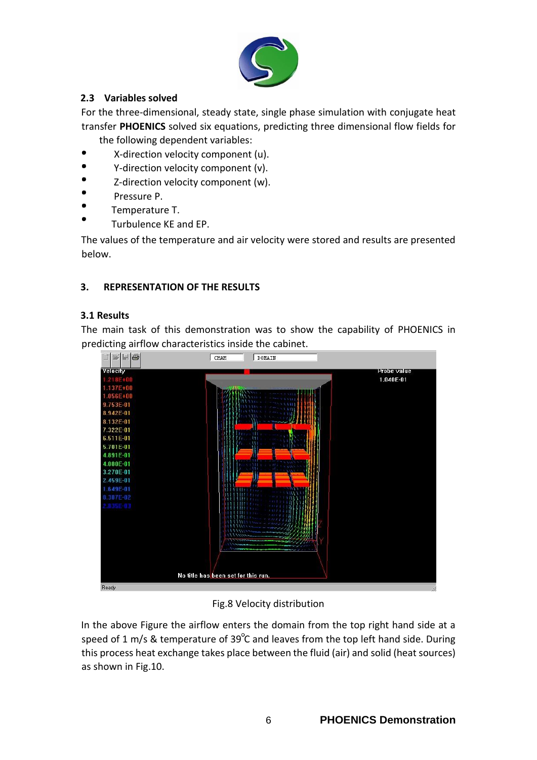## 2.3 Variables solved

For the three-dimensional, steady state, single phase simulation with conjugate heat transfer **PHOENICS** solved six equations, predicting three dimensional flow fields for the following dependent variables:

- X-direction velocity component (u).
- Y-direction velocity component (v).
- Z-direction velocity component (w).
- Pressure P.
- Temperature T.
- Turbulence KE and EP.

The values of the temperature and air velocity were stored and results are presented below.

# 3. REPRESENTATION OF THE RESULTS

## 3.1 Results

The main task of this demonstration was to show the capability of PHOENICS in predicting airflow characteristics inside the cabinet.

Fig.8 Velocity distribution

In the above Figure the airflow enters the domain from the top right hand side at a speed of 1 m/s & temperature of 39°C and leaves from the top left hand side. During this process heat exchange takes place between the fluid (air) and solid (heat sources) as shown in Fig.10.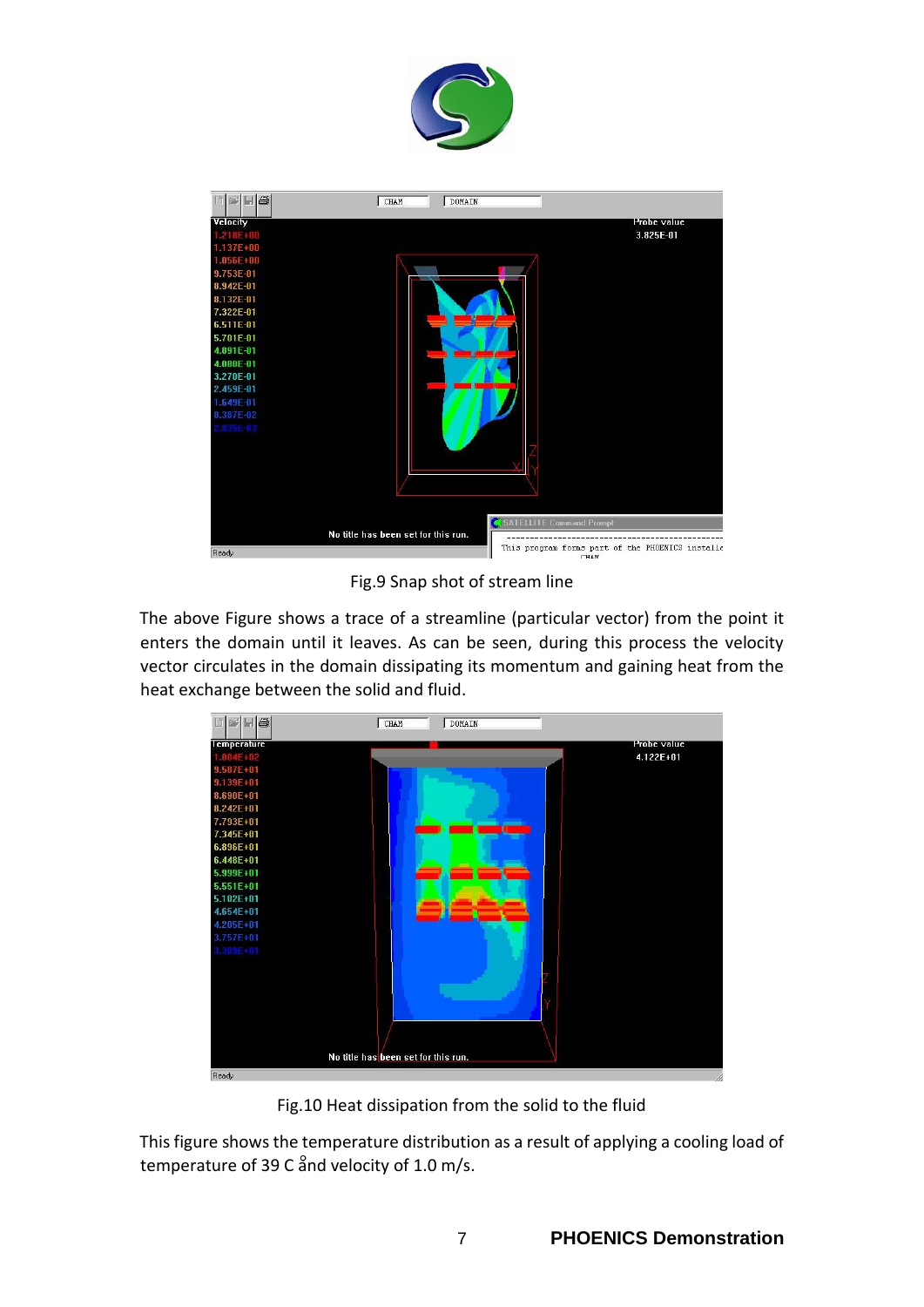Fig.9 Snap shot of stream line

The above Figure shows a trace of a streamline (particular vector) from the point it enters the domain until it leaves. As can be seen, during this process the velocity vector circulates in the domain dissipating its momentum and gaining heat from the heat exchange between the solid and fluid.

Fig.10 Heat dissipation from the solid to the fluid

This figure shows the temperature distribution as a result of applying a cooling load of temperature of 39 C ånd velocity of 1.0 m/s.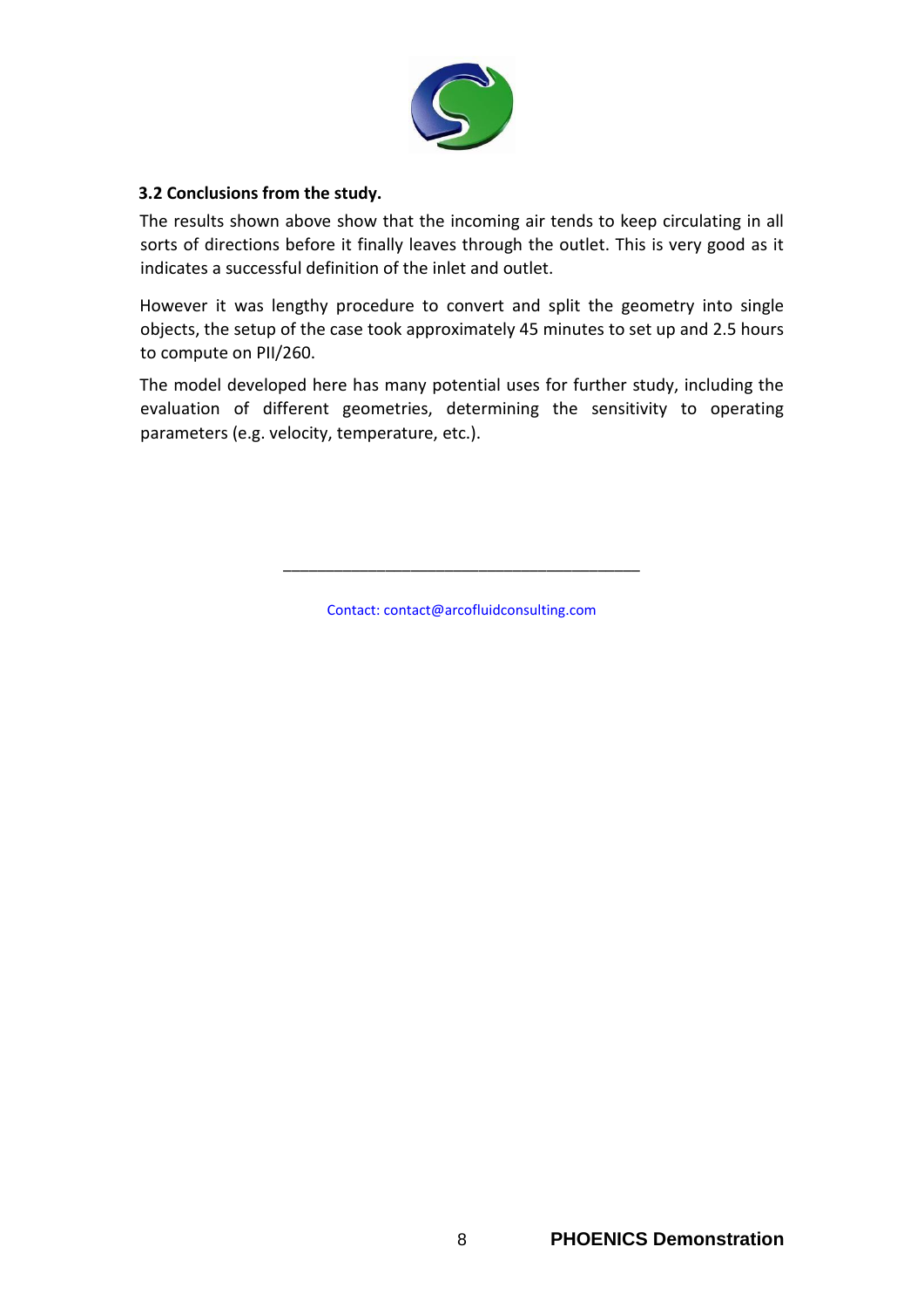### 3.2 Conclusions from the study.

The results shown above show that the incoming air tends to keep circulating in all sorts of directions before it finally leaves through the outlet. This is very good as it indicates a successful definition of the inlet and outlet.

However it was lengthy procedure to convert and split the geometry into single objects, the setup of the case took approximately 45 minutes to set up and 2.5 hours to compute on PII/260.

The model developed here has many potential uses for further study, including the evaluation of different geometries, determining the sensitivity to operating parameters (e.g. velocity, temperature, etc.).

---

Contact: contact@arcofluidconsulting.com